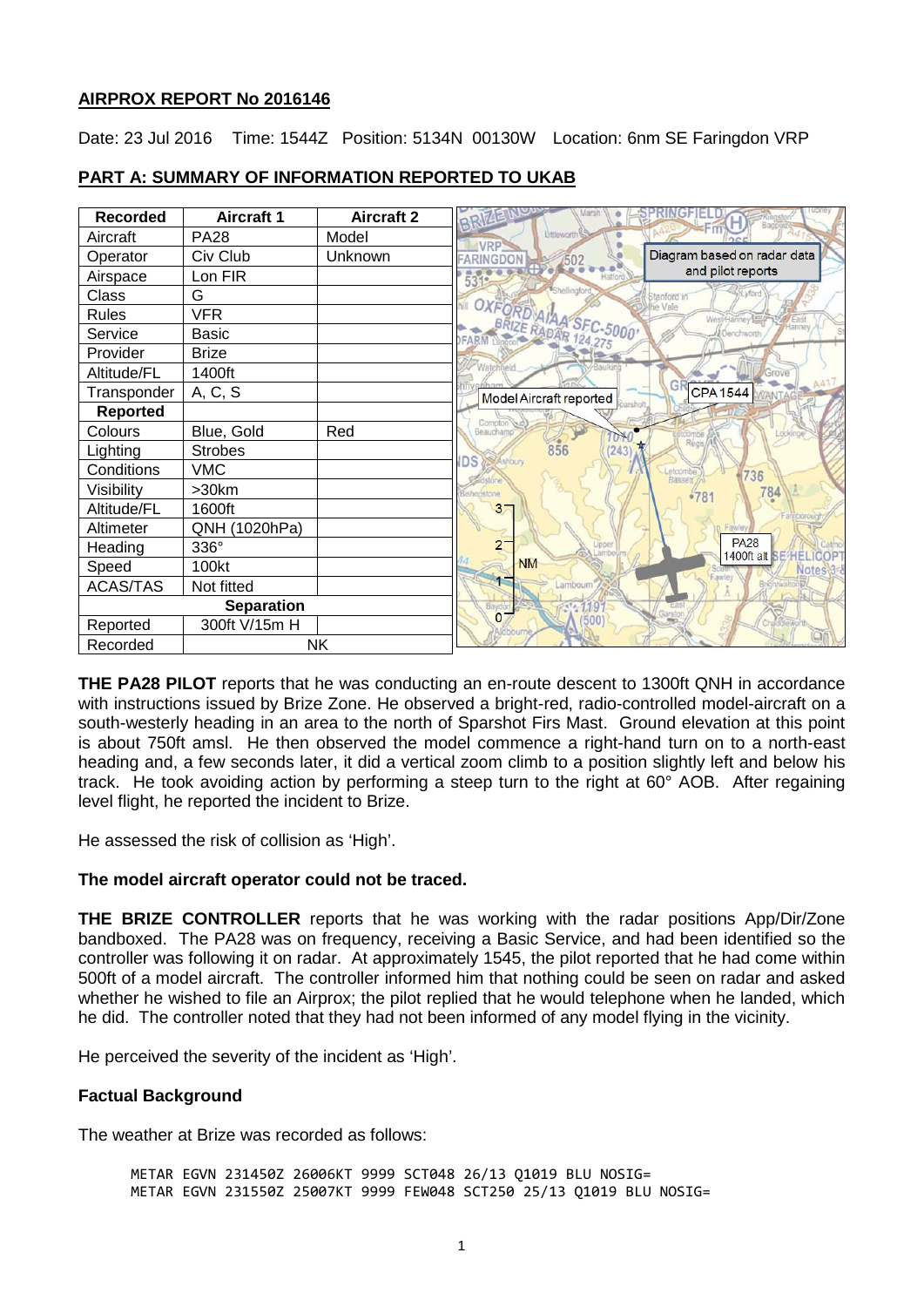**AIRPROX REPORT No 2016146**

Date: 23 Jul 2016 Time: 1544Z Position: 5134N 00130W Location: 6nm SE Faringdon VRP

## PART A: SUMMARY OF INFORMATION REPORTED TO UKAB

| Recorded | Aircraft 1 | Aircraft 2 |
|---|---|---|
| Aircraft | PA28 | Model |
| Operator | Civ Club | Unknown |
| Airspace | Lon FIR | |
| Class | G | |
| Rules | VFR | |
| Service | Basic | |
| Provider | Brize | |
| Altitude/FL | 1400ft | |
| Transponder | A, C, S | |
| **Reported** | | |
| Colours | Blue, Gold | Red |
| Lighting | Strobes | |
| Conditions | VMC | |
| Visibility | >30km | |
| Altitude/FL | 1600ft | |
| Altimeter | QNH (1020hPa) | |
| Heading | 336° | |
| Speed | 100kt | |
| ACAS/TAS | Not fitted | |
| **Separation** | | |
| Reported | 300ft V/15m H | |
| Recorded | NK | |

Diagram based on radar data and pilot reports

**THE PA28 PILOT** reports that he was conducting an en-route descent to 1300ft QNH in accordance with instructions issued by Brize Zone. He observed a bright-red, radio-controlled model-aircraft on a south-westerly heading in an area to the north of Sparshot Firs Mast. Ground elevation at this point is about 750ft amsl. He then observed the model commence a right-hand turn on to a north-east heading and, a few seconds later, it did a vertical zoom climb to a position slightly left and below his track. He took avoiding action by performing a steep turn to the right at 60° AOB. After regaining level flight, he reported the incident to Brize.

He assessed the risk of collision as 'High'.

**The model aircraft operator could not be traced.**

**THE BRIZE CONTROLLER** reports that he was working with the radar positions App/Dir/Zone bandboxed. The PA28 was on frequency, receiving a Basic Service, and had been identified so the controller was following it on radar. At approximately 1545, the pilot reported that he had come within 500ft of a model aircraft. The controller informed him that nothing could be seen on radar and asked whether he wished to file an Airprox; the pilot replied that he would telephone when he landed, which he did. The controller noted that they had not been informed of any model flying in the vicinity.

He perceived the severity of the incident as 'High'.

### Factual Background

The weather at Brize was recorded as follows:

```
METAR EGVN 231450Z 26006KT 9999 SCT048 26/13 Q1019 BLU NOSIG=
METAR EGVN 231550Z 25007KT 9999 FEW048 SCT250 25/13 Q1019 BLU NOSIG=
```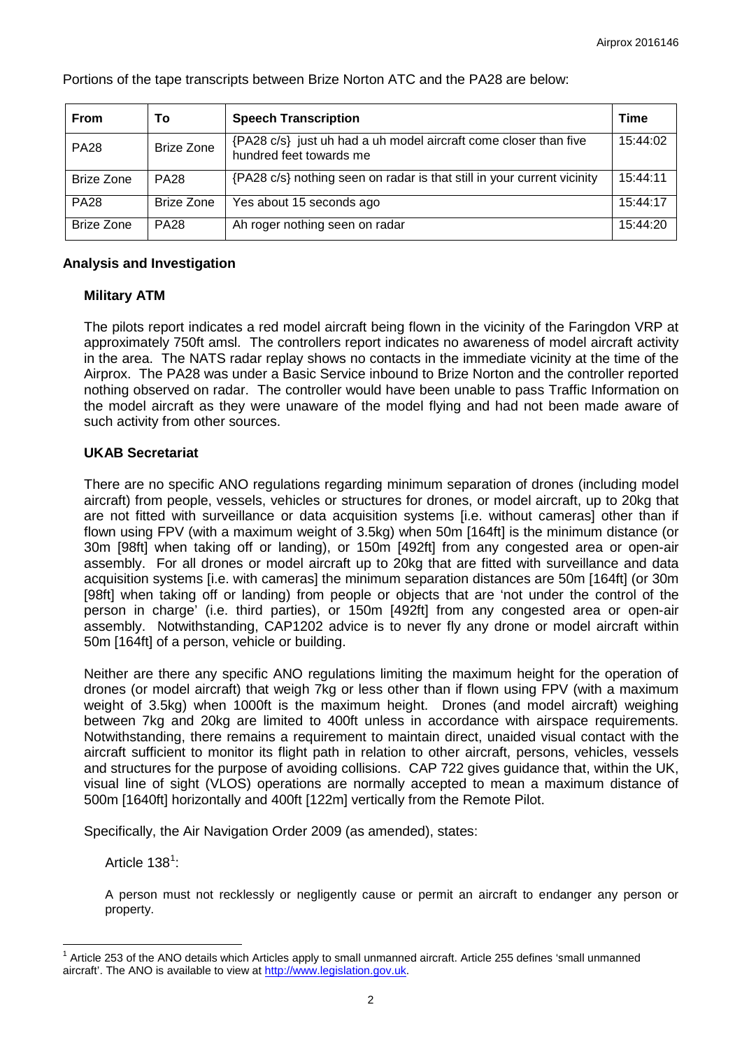Portions of the tape transcripts between Brize Norton ATC and the PA28 are below:

| From | To | Speech Transcription | Time |
|---|---|---|---|
| PA28 | Brize Zone | {PA28 c/s} just uh had a uh model aircraft come closer than five hundred feet towards me | 15:44:02 |
| Brize Zone | PA28 | {PA28 c/s} nothing seen on radar is that still in your current vicinity | 15:44:11 |
| PA28 | Brize Zone | Yes about 15 seconds ago | 15:44:17 |
| Brize Zone | PA28 | Ah roger nothing seen on radar | 15:44:20 |

## Analysis and Investigation

### Military ATM

The pilots report indicates a red model aircraft being flown in the vicinity of the Faringdon VRP at approximately 750ft amsl. The controllers report indicates no awareness of model aircraft activity in the area. The NATS radar replay shows no contacts in the immediate vicinity at the time of the Airprox. The PA28 was under a Basic Service inbound to Brize Norton and the controller reported nothing observed on radar. The controller would have been unable to pass Traffic Information on the model aircraft as they were unaware of the model flying and had not been made aware of such activity from other sources.

### UKAB Secretariat

There are no specific ANO regulations regarding minimum separation of drones (including model aircraft) from people, vessels, vehicles or structures for drones, or model aircraft, up to 20kg that are not fitted with surveillance or data acquisition systems [i.e. without cameras] other than if flown using FPV (with a maximum weight of 3.5kg) when 50m [164ft] is the minimum distance (or 30m [98ft] when taking off or landing), or 150m [492ft] from any congested area or open-air assembly. For all drones or model aircraft up to 20kg that are fitted with surveillance and data acquisition systems [i.e. with cameras] the minimum separation distances are 50m [164ft] (or 30m [98ft] when taking off or landing) from people or objects that are 'not under the control of the person in charge' (i.e. third parties), or 150m [492ft] from any congested area or open-air assembly. Notwithstanding, CAP1202 advice is to never fly any drone or model aircraft within 50m [164ft] of a person, vehicle or building.

Neither are there any specific ANO regulations limiting the maximum height for the operation of drones (or model aircraft) that weigh 7kg or less other than if flown using FPV (with a maximum weight of 3.5kg) when 1000ft is the maximum height. Drones (and model aircraft) weighing between 7kg and 20kg are limited to 400ft unless in accordance with airspace requirements. Notwithstanding, there remains a requirement to maintain direct, unaided visual contact with the aircraft sufficient to monitor its flight path in relation to other aircraft, persons, vehicles, vessels and structures for the purpose of avoiding collisions. CAP 722 gives guidance that, within the UK, visual line of sight (VLOS) operations are normally accepted to mean a maximum distance of 500m [1640ft] horizontally and 400ft [122m] vertically from the Remote Pilot.

Specifically, the Air Navigation Order 2009 (as amended), states:

Article 138[1]:

A person must not recklessly or negligently cause or permit an aircraft to endanger any person or property.

[1] Article 253 of the ANO details which Articles apply to small unmanned aircraft. Article 255 defines 'small unmanned aircraft'. The ANO is available to view at http://www.legislation.gov.uk.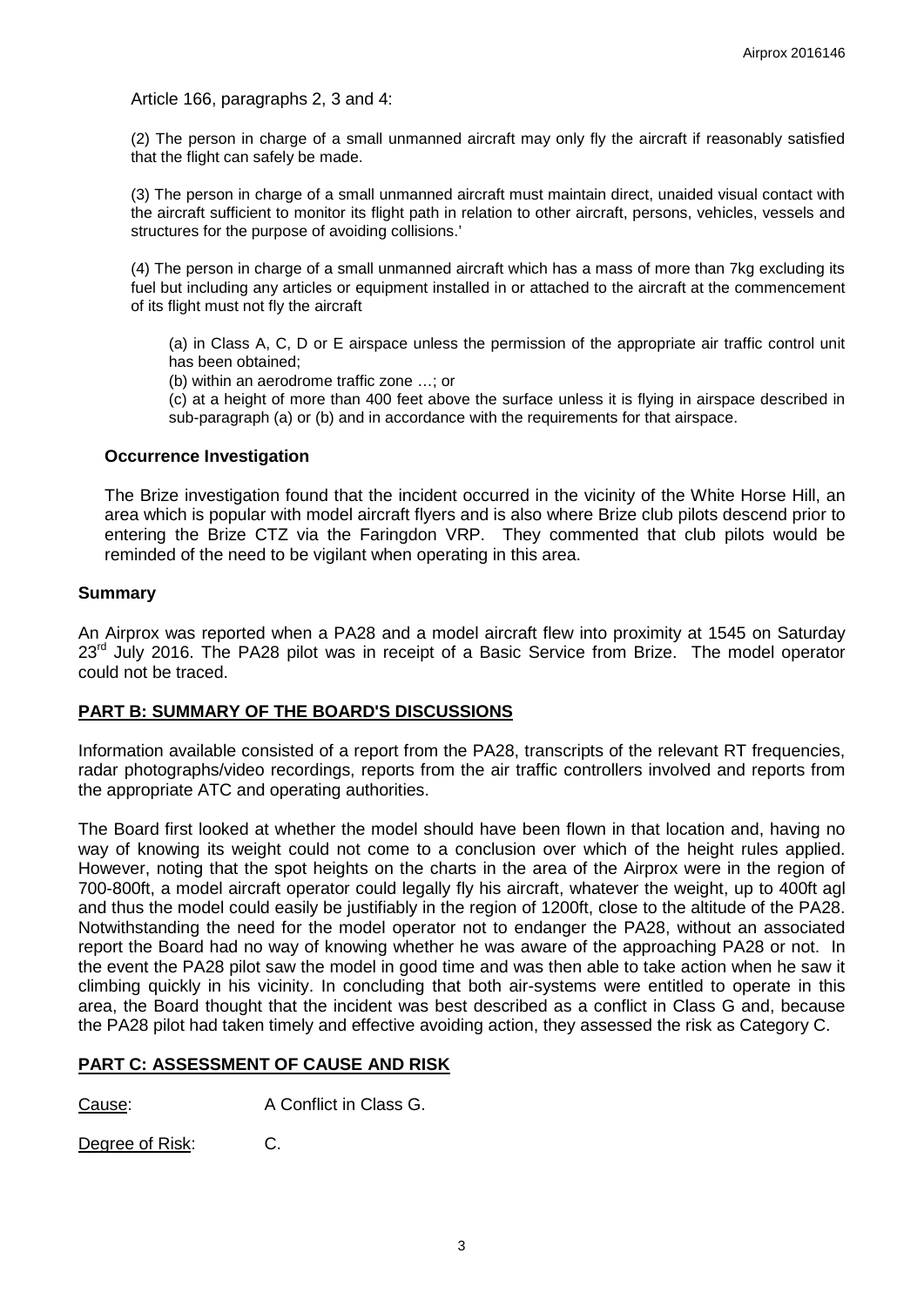Article 166, paragraphs 2, 3 and 4:

(2) The person in charge of a small unmanned aircraft may only fly the aircraft if reasonably satisfied that the flight can safely be made.

(3) The person in charge of a small unmanned aircraft must maintain direct, unaided visual contact with the aircraft sufficient to monitor its flight path in relation to other aircraft, persons, vehicles, vessels and structures for the purpose of avoiding collisions.'

(4) The person in charge of a small unmanned aircraft which has a mass of more than 7kg excluding its fuel but including any articles or equipment installed in or attached to the aircraft at the commencement of its flight must not fly the aircraft

(a) in Class A, C, D or E airspace unless the permission of the appropriate air traffic control unit has been obtained;

(b) within an aerodrome traffic zone …; or

(c) at a height of more than 400 feet above the surface unless it is flying in airspace described in sub-paragraph (a) or (b) and in accordance with the requirements for that airspace.

### Occurrence Investigation

The Brize investigation found that the incident occurred in the vicinity of the White Horse Hill, an area which is popular with model aircraft flyers and is also where Brize club pilots descend prior to entering the Brize CTZ via the Faringdon VRP. They commented that club pilots would be reminded of the need to be vigilant when operating in this area.

## Summary

An Airprox was reported when a PA28 and a model aircraft flew into proximity at 1545 on Saturday 23rd July 2016. The PA28 pilot was in receipt of a Basic Service from Brize. The model operator could not be traced.

## PART B: SUMMARY OF THE BOARD'S DISCUSSIONS

Information available consisted of a report from the PA28, transcripts of the relevant RT frequencies, radar photographs/video recordings, reports from the air traffic controllers involved and reports from the appropriate ATC and operating authorities.

The Board first looked at whether the model should have been flown in that location and, having no way of knowing its weight could not come to a conclusion over which of the height rules applied. However, noting that the spot heights on the charts in the area of the Airprox were in the region of 700-800ft, a model aircraft operator could legally fly his aircraft, whatever the weight, up to 400ft agl and thus the model could easily be justifiably in the region of 1200ft, close to the altitude of the PA28. Notwithstanding the need for the model operator not to endanger the PA28, without an associated report the Board had no way of knowing whether he was aware of the approaching PA28 or not. In the event the PA28 pilot saw the model in good time and was then able to take action when he saw it climbing quickly in his vicinity. In concluding that both air-systems were entitled to operate in this area, the Board thought that the incident was best described as a conflict in Class G and, because the PA28 pilot had taken timely and effective avoiding action, they assessed the risk as Category C.

## PART C: ASSESSMENT OF CAUSE AND RISK

Cause: A Conflict in Class G.

Degree of Risk: C.